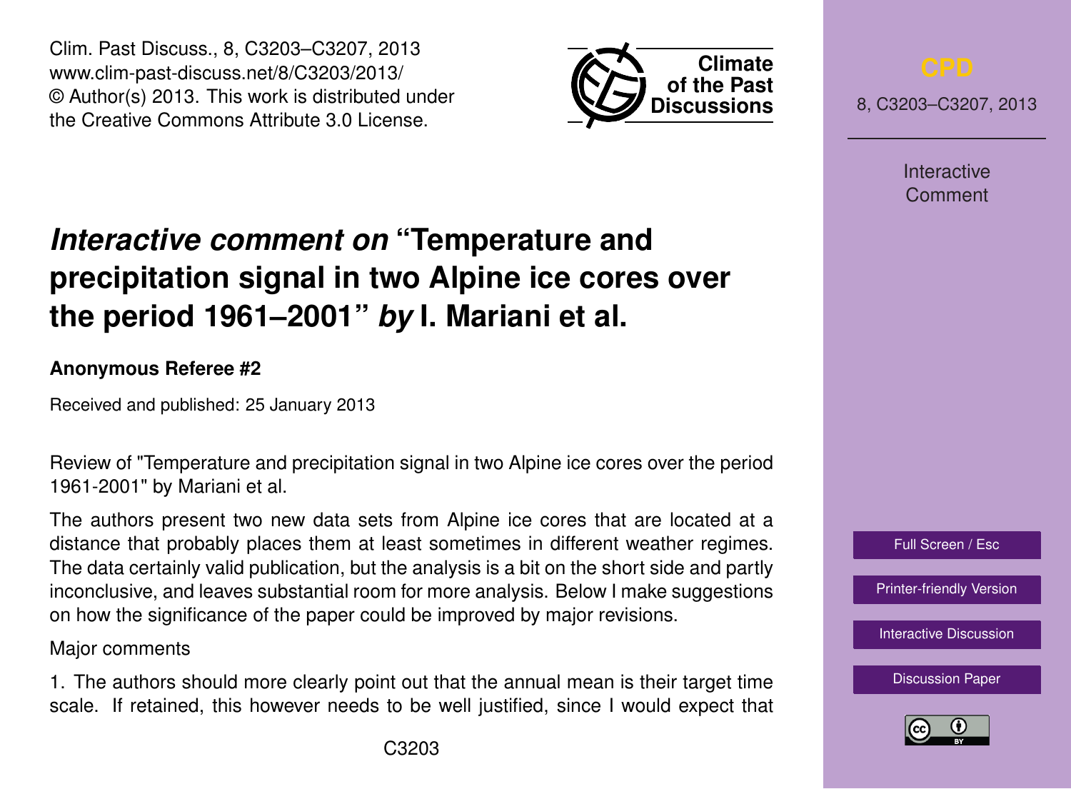# *Interactive comment on* "Temperature and precipitation signal in two Alpine ice cores over the period 1961–2001" *by* I. Mariani et al.

**Anonymous Referee #2**

Received and published: 25 January 2013

Review of "Temperature and precipitation signal in two Alpine ice cores over the period 1961-2001" by Mariani et al.

The authors present two new data sets from Alpine ice cores that are located at a distance that probably places them at least sometimes in different weather regimes. The data certainly valid publication, but the analysis is a bit on the short side and partly inconclusive, and leaves substantial room for more analysis. Below I make suggestions on how the significance of the paper could be improved by major revisions.

Major comments

1. The authors should more clearly point out that the annual mean is their target time scale. If retained, this however needs to be well justified, since I would expect that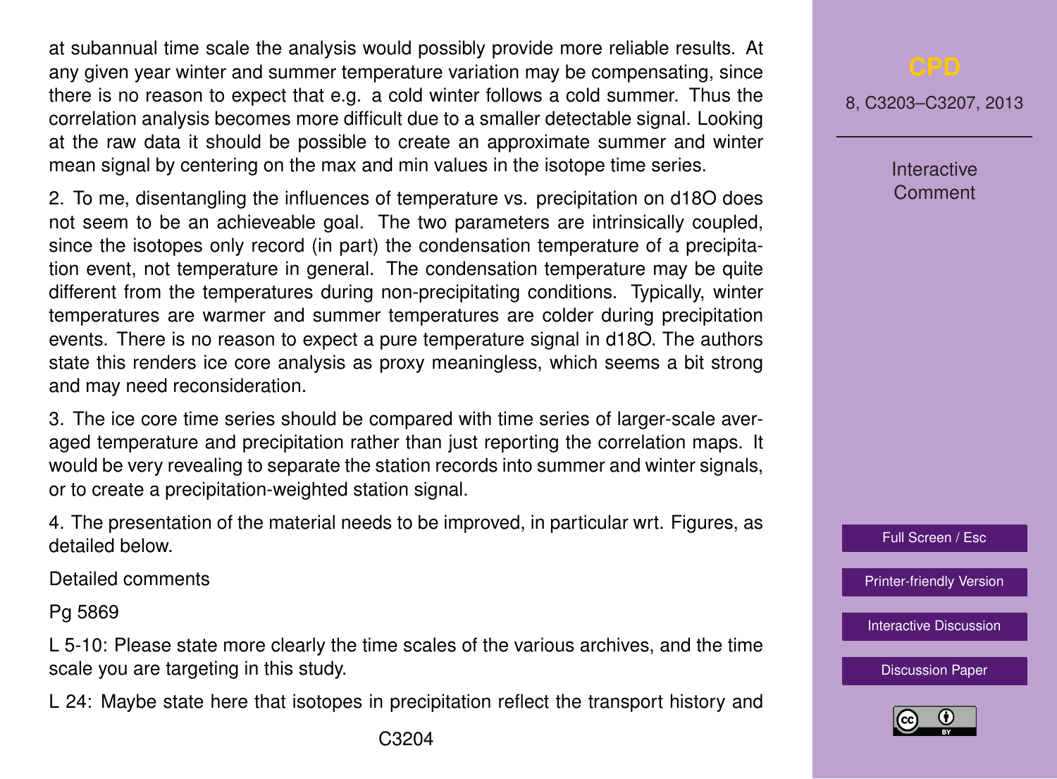at subannual time scale the analysis would possibly provide more reliable results. At any given year winter and summer temperature variation may be compensating, since there is no reason to expect that e.g. a cold winter follows a cold summer. Thus the correlation analysis becomes more difficult due to a smaller detectable signal. Looking at the raw data it should be possible to create an approximate summer and winter mean signal by centering on the max and min values in the isotope time series.

2. To me, disentangling the influences of temperature vs. precipitation on d18O does not seem to be an achieveable goal. The two parameters are intrinsically coupled, since the isotopes only record (in part) the condensation temperature of a precipitation event, not temperature in general. The condensation temperature may be quite different from the temperatures during non-precipitating conditions. Typically, winter temperatures are warmer and summer temperatures are colder during precipitation events. There is no reason to expect a pure temperature signal in d18O. The authors state this renders ice core analysis as proxy meaningless, which seems a bit strong and may need reconsideration.

3. The ice core time series should be compared with time series of larger-scale averaged temperature and precipitation rather than just reporting the correlation maps. It would be very revealing to separate the station records into summer and winter signals, or to create a precipitation-weighted station signal.

4. The presentation of the material needs to be improved, in particular wrt. Figures, as detailed below.

Detailed comments

Pg 5869

L 5-10: Please state more clearly the time scales of the various archives, and the time scale you are targeting in this study.

L 24: Maybe state here that isotopes in precipitation reflect the transport history and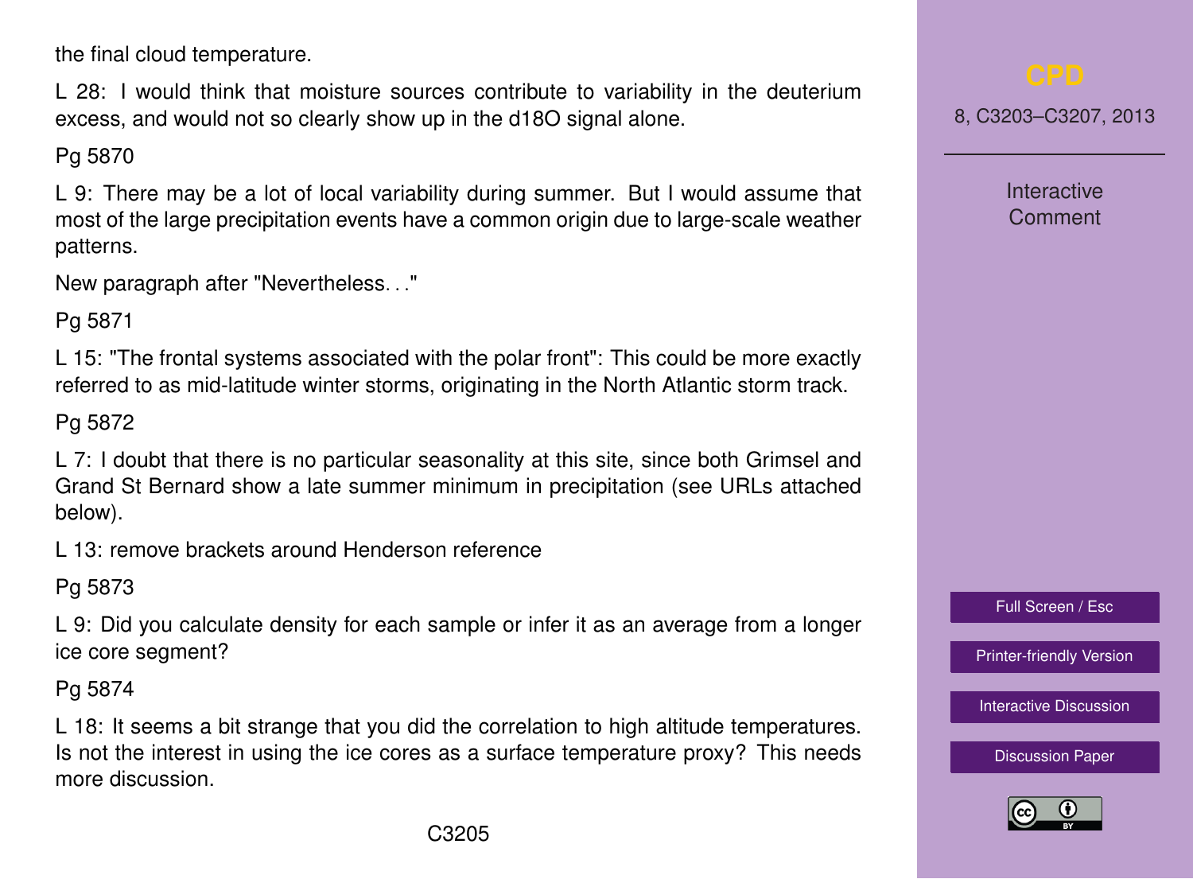the final cloud temperature.

L 28: I would think that moisture sources contribute to variability in the deuterium excess, and would not so clearly show up in the d18O signal alone.

Pg 5870

L 9: There may be a lot of local variability during summer. But I would assume that most of the large precipitation events have a common origin due to large-scale weather patterns.

New paragraph after "Nevertheless. . ."

Pg 5871

L 15: "The frontal systems associated with the polar front": This could be more exactly referred to as mid-latitude winter storms, originating in the North Atlantic storm track.

Pg 5872

L 7: I doubt that there is no particular seasonality at this site, since both Grimsel and Grand St Bernard show a late summer minimum in precipitation (see URLs attached below).

L 13: remove brackets around Henderson reference

Pg 5873

L 9: Did you calculate density for each sample or infer it as an average from a longer ice core segment?

Pg 5874

L 18: It seems a bit strange that you did the correlation to high altitude temperatures. Is not the interest in using the ice cores as a surface temperature proxy? This needs more discussion.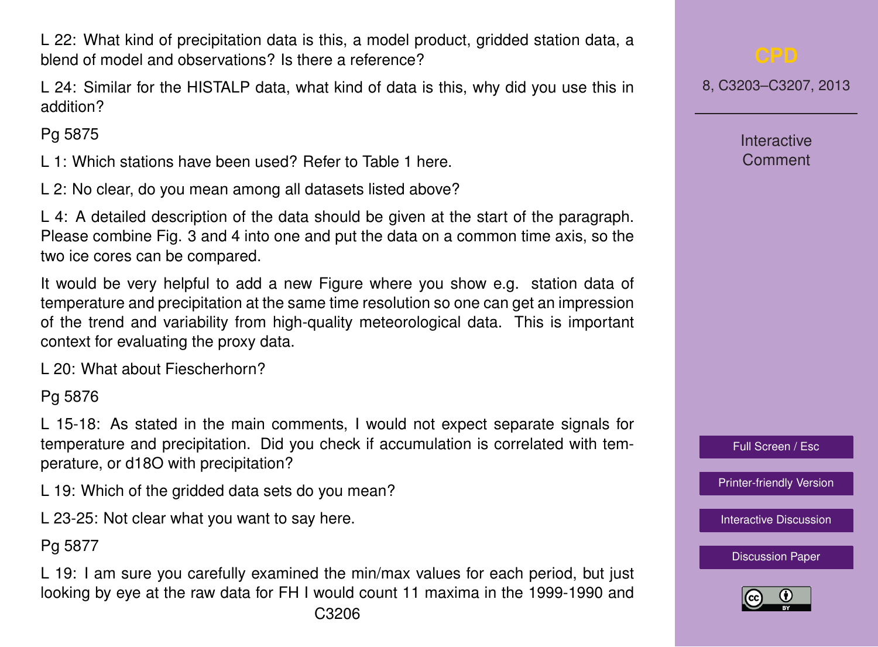L 22: What kind of precipitation data is this, a model product, gridded station data, a blend of model and observations? Is there a reference?

L 24: Similar for the HISTALP data, what kind of data is this, why did you use this in addition?

Pg 5875

L 1: Which stations have been used? Refer to Table 1 here.

L 2: No clear, do you mean among all datasets listed above?

L 4: A detailed description of the data should be given at the start of the paragraph. Please combine Fig. 3 and 4 into one and put the data on a common time axis, so the two ice cores can be compared.

It would be very helpful to add a new Figure where you show e.g. station data of temperature and precipitation at the same time resolution so one can get an impression of the trend and variability from high-quality meteorological data. This is important context for evaluating the proxy data.

L 20: What about Fiescherhorn?

Pg 5876

L 15-18: As stated in the main comments, I would not expect separate signals for temperature and precipitation. Did you check if accumulation is correlated with temperature, or d18O with precipitation?

L 19: Which of the gridded data sets do you mean?

L 23-25: Not clear what you want to say here.

Pg 5877

L 19: I am sure you carefully examined the min/max values for each period, but just looking by eye at the raw data for FH I would count 11 maxima in the 1999-1990 and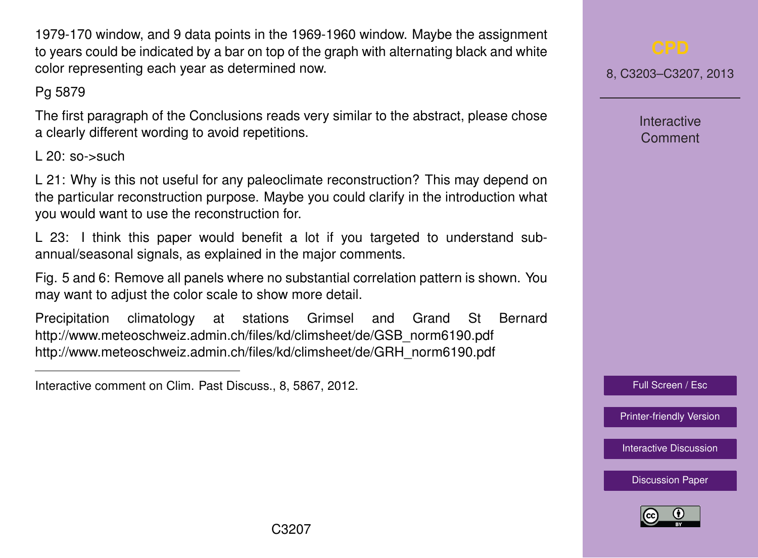1979-170 window, and 9 data points in the 1969-1960 window. Maybe the assignment to years could be indicated by a bar on top of the graph with alternating black and white color representing each year as determined now.

Pg 5879

The first paragraph of the Conclusions reads very similar to the abstract, please chose a clearly different wording to avoid repetitions.

L 20: so->such

L 21: Why is this not useful for any paleoclimate reconstruction? This may depend on the particular reconstruction purpose. Maybe you could clarify in the introduction what you would want to use the reconstruction for.

L 23: I think this paper would benefit a lot if you targeted to understand sub-annual/seasonal signals, as explained in the major comments.

Fig. 5 and 6: Remove all panels where no substantial correlation pattern is shown. You may want to adjust the color scale to show more detail.

Precipitation climatology at stations Grimsel and Grand St Bernard
http://www.meteoschweiz.admin.ch/files/kd/climsheet/de/GSB_norm6190.pdf
http://www.meteoschweiz.admin.ch/files/kd/climsheet/de/GRH_norm6190.pdf

---

Interactive comment on Clim. Past Discuss., 8, 5867, 2012.